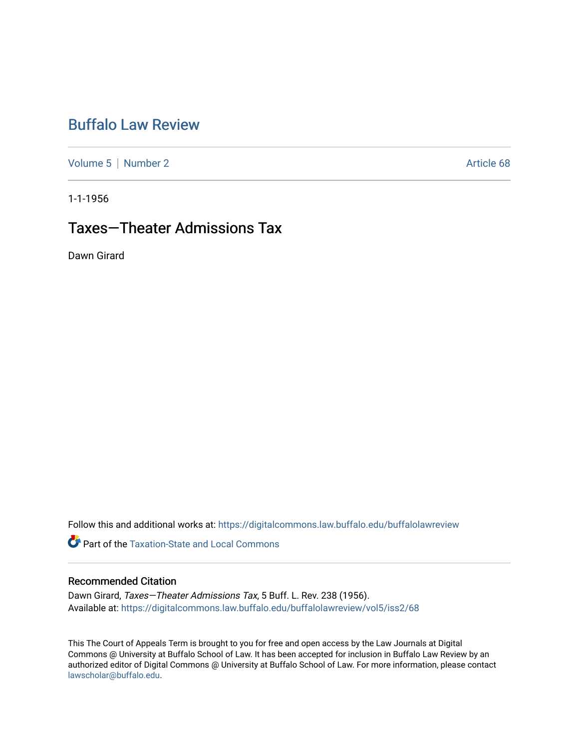# Buffalo Law Review

Volume 5 | Number 2 | Article 68

1-1-1956

## Taxes—Theater Admissions Tax

Dawn Girard

Follow this and additional works at: https://digitalcommons.law.buffalo.edu/buffalolawreview

Part of the Taxation-State and Local Commons

### Recommended Citation

Dawn Girard, *Taxes—Theater Admissions Tax*, 5 Buff. L. Rev. 238 (1956).
Available at: https://digitalcommons.law.buffalo.edu/buffalolawreview/vol5/iss2/68

This The Court of Appeals Term is brought to you for free and open access by the Law Journals at Digital Commons @ University at Buffalo School of Law. It has been accepted for inclusion in Buffalo Law Review by an authorized editor of Digital Commons @ University at Buffalo School of Law. For more information, please contact lawscholar@buffalo.edu.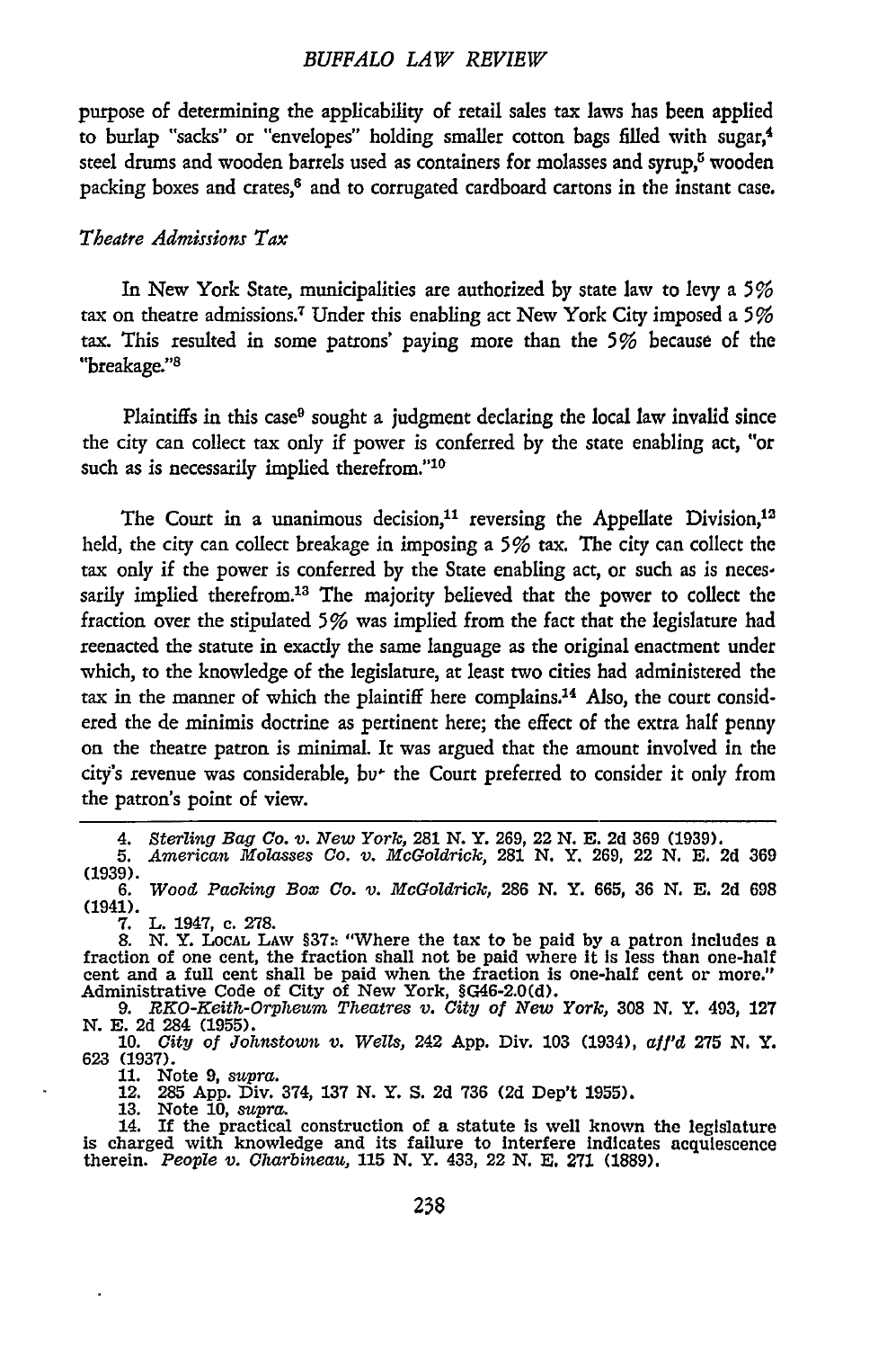purpose of determining the applicability of retail sales tax laws has been applied to burlap "sacks" or "envelopes" holding smaller cotton bags filled with sugar,[4] steel drums and wooden barrels used as containers for molasses and syrup,[5] wooden packing boxes and crates,[6] and to corrugated cardboard cartons in the instant case.

### *Theatre Admissions Tax*

In New York State, municipalities are authorized by state law to levy a 5% tax on theatre admissions.[7] Under this enabling act New York City imposed a 5% tax. This resulted in some patrons' paying more than the 5% because of the "breakage."[8]

Plaintiffs in this case[9] sought a judgment declaring the local law invalid since the city can collect tax only if power is conferred by the state enabling act, "or such as is necessarily implied therefrom."[10]

The Court in a unanimous decision,[11] reversing the Appellate Division,[12] held, the city can collect breakage in imposing a 5% tax. The city can collect the tax only if the power is conferred by the State enabling act, or such as is necessarily implied therefrom.[13] The majority believed that the power to collect the fraction over the stipulated 5% was implied from the fact that the legislature had reenacted the statute in exactly the same language as the original enactment under which, to the knowledge of the legislature, at least two cities had administered the tax in the manner of which the plaintiff here complains.[14] Also, the court considered the de minimis doctrine as pertinent here; the effect of the extra half penny on the theatre patron is minimal. It was argued that the amount involved in the city's revenue was considerable, but the Court preferred to consider it only from the patron's point of view.

---

4. *Sterling Bag Co. v. New York*, 281 N. Y. 269, 22 N. E. 2d 369 (1939).
5. *American Molasses Co. v. McGoldrick*, 281 N. Y. 269, 22 N. E. 2d 369 (1939).
6. *Wood Packing Box Co. v. McGoldrick*, 286 N. Y. 665, 36 N. E. 2d 698 (1941).
7. L. 1947, c. 278.
8. N. Y. LOCAL LAW §37: "Where the tax to be paid by a patron includes a fraction of one cent, the fraction shall not be paid where it is less than one-half cent and a full cent shall be paid when the fraction is one-half cent or more." Administrative Code of City of New York, §G46-2.0(d).
9. *RKO-Keith-Orpheum Theatres v. City of New York*, 308 N. Y. 493, 127 N. E. 2d 284 (1955).
10. *City of Johnstown v. Wells*, 242 App. Div. 103 (1934), *aff'd* 275 N. Y. 623 (1937).
11. Note 9, *supra*.
12. 285 App. Div. 374, 137 N. Y. S. 2d 736 (2d Dep't 1955).
13. Note 10, *supra*.
14. If the practical construction of a statute is well known the legislature is charged with knowledge and its failure to interfere indicates acquiescence therein. *People v. Charbineau*, 115 N. Y. 433, 22 N. E. 271 (1889).